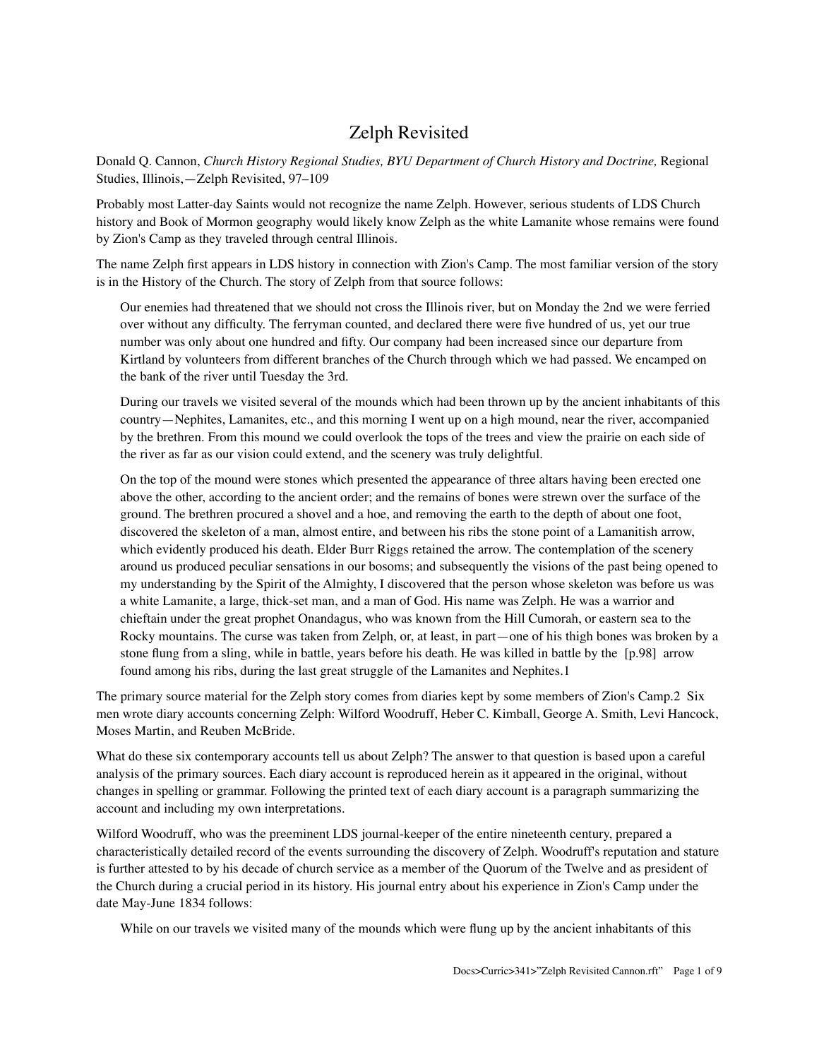# Zelph Revisited

Donald Q. Cannon, *Church History Regional Studies, BYU Department of Church History and Doctrine,* Regional Studies, Illinois,—Zelph Revisited, 97–109

Probably most Latter-day Saints would not recognize the name Zelph. However, serious students of LDS Church history and Book of Mormon geography would likely know Zelph as the white Lamanite whose remains were found by Zion's Camp as they traveled through central Illinois.

The name Zelph first appears in LDS history in connection with Zion's Camp. The most familiar version of the story is in the History of the Church. The story of Zelph from that source follows:

> Our enemies had threatened that we should not cross the Illinois river, but on Monday the 2nd we were ferried over without any difficulty. The ferryman counted, and declared there were five hundred of us, yet our true number was only about one hundred and fifty. Our company had been increased since our departure from Kirtland by volunteers from different branches of the Church through which we had passed. We encamped on the bank of the river until Tuesday the 3rd.
>
> During our travels we visited several of the mounds which had been thrown up by the ancient inhabitants of this country—Nephites, Lamanites, etc., and this morning I went up on a high mound, near the river, accompanied by the brethren. From this mound we could overlook the tops of the trees and view the prairie on each side of the river as far as our vision could extend, and the scenery was truly delightful.
>
> On the top of the mound were stones which presented the appearance of three altars having been erected one above the other, according to the ancient order; and the remains of bones were strewn over the surface of the ground. The brethren procured a shovel and a hoe, and removing the earth to the depth of about one foot, discovered the skeleton of a man, almost entire, and between his ribs the stone point of a Lamanitish arrow, which evidently produced his death. Elder Burr Riggs retained the arrow. The contemplation of the scenery around us produced peculiar sensations in our bosoms; and subsequently the visions of the past being opened to my understanding by the Spirit of the Almighty, I discovered that the person whose skeleton was before us was a white Lamanite, a large, thick-set man, and a man of God. His name was Zelph. He was a warrior and chieftain under the great prophet Onandagus, who was known from the Hill Cumorah, or eastern sea to the Rocky mountains. The curse was taken from Zelph, or, at least, in part—one of his thigh bones was broken by a stone flung from a sling, while in battle, years before his death. He was killed in battle by the [p.98] arrow found among his ribs, during the last great struggle of the Lamanites and Nephites.1

The primary source material for the Zelph story comes from diaries kept by some members of Zion's Camp.2 Six men wrote diary accounts concerning Zelph: Wilford Woodruff, Heber C. Kimball, George A. Smith, Levi Hancock, Moses Martin, and Reuben McBride.

What do these six contemporary accounts tell us about Zelph? The answer to that question is based upon a careful analysis of the primary sources. Each diary account is reproduced herein as it appeared in the original, without changes in spelling or grammar. Following the printed text of each diary account is a paragraph summarizing the account and including my own interpretations.

Wilford Woodruff, who was the preeminent LDS journal-keeper of the entire nineteenth century, prepared a characteristically detailed record of the events surrounding the discovery of Zelph. Woodruff's reputation and stature is further attested to by his decade of church service as a member of the Quorum of the Twelve and as president of the Church during a crucial period in its history. His journal entry about his experience in Zion's Camp under the date May-June 1834 follows:

> While on our travels we visited many of the mounds which were flung up by the ancient inhabitants of this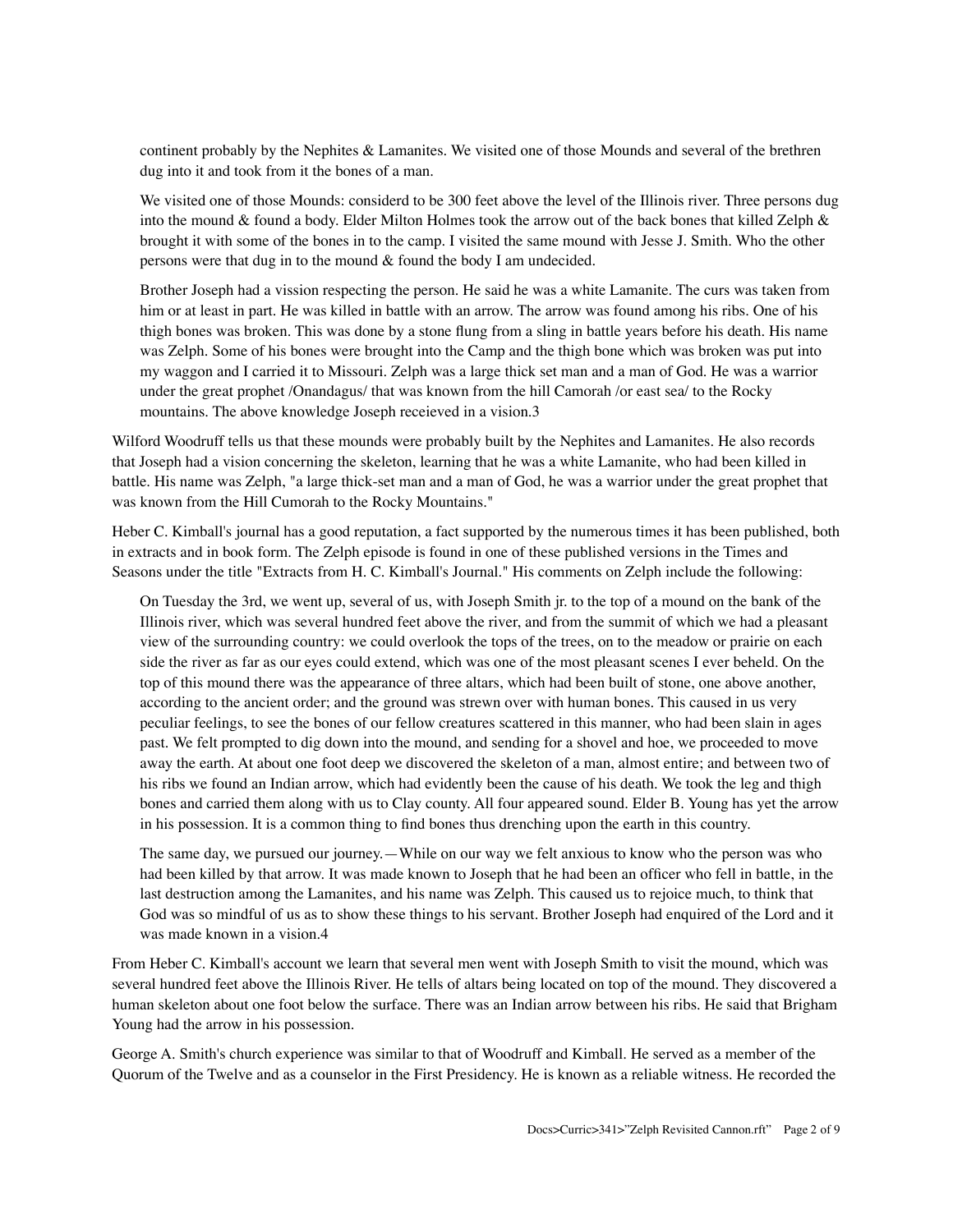> continent probably by the Nephites & Lamanites. We visited one of those Mounds and several of the brethren dug into it and took from it the bones of a man.
>
> We visited one of those Mounds: considerd to be 300 feet above the level of the Illinois river. Three persons dug into the mound & found a body. Elder Milton Holmes took the arrow out of the back bones that killed Zelph & brought it with some of the bones in to the camp. I visited the same mound with Jesse J. Smith. Who the other persons were that dug in to the mound & found the body I am undecided.
>
> Brother Joseph had a vission respecting the person. He said he was a white Lamanite. The curs was taken from him or at least in part. He was killed in battle with an arrow. The arrow was found among his ribs. One of his thigh bones was broken. This was done by a stone flung from a sling in battle years before his death. His name was Zelph. Some of his bones were brought into the Camp and the thigh bone which was broken was put into my waggon and I carried it to Missouri. Zelph was a large thick set man and a man of God. He was a warrior under the great prophet /Onandagus/ that was known from the hill Camorah /or east sea/ to the Rocky mountains. The above knowledge Joseph receieved in a vision.3

Wilford Woodruff tells us that these mounds were probably built by the Nephites and Lamanites. He also records that Joseph had a vision concerning the skeleton, learning that he was a white Lamanite, who had been killed in battle. His name was Zelph, "a large thick-set man and a man of God, he was a warrior under the great prophet that was known from the Hill Cumorah to the Rocky Mountains."

Heber C. Kimball's journal has a good reputation, a fact supported by the numerous times it has been published, both in extracts and in book form. The Zelph episode is found in one of these published versions in the Times and Seasons under the title "Extracts from H. C. Kimball's Journal." His comments on Zelph include the following:

> On Tuesday the 3rd, we went up, several of us, with Joseph Smith jr. to the top of a mound on the bank of the Illinois river, which was several hundred feet above the river, and from the summit of which we had a pleasant view of the surrounding country: we could overlook the tops of the trees, on to the meadow or prairie on each side the river as far as our eyes could extend, which was one of the most pleasant scenes I ever beheld. On the top of this mound there was the appearance of three altars, which had been built of stone, one above another, according to the ancient order; and the ground was strewn over with human bones. This caused in us very peculiar feelings, to see the bones of our fellow creatures scattered in this manner, who had been slain in ages past. We felt prompted to dig down into the mound, and sending for a shovel and hoe, we proceeded to move away the earth. At about one foot deep we discovered the skeleton of a man, almost entire; and between two of his ribs we found an Indian arrow, which had evidently been the cause of his death. We took the leg and thigh bones and carried them along with us to Clay county. All four appeared sound. Elder B. Young has yet the arrow in his possession. It is a common thing to find bones thus drenching upon the earth in this country.
>
> The same day, we pursued our journey.—While on our way we felt anxious to know who the person was who had been killed by that arrow. It was made known to Joseph that he had been an officer who fell in battle, in the last destruction among the Lamanites, and his name was Zelph. This caused us to rejoice much, to think that God was so mindful of us as to show these things to his servant. Brother Joseph had enquired of the Lord and it was made known in a vision.4

From Heber C. Kimball's account we learn that several men went with Joseph Smith to visit the mound, which was several hundred feet above the Illinois River. He tells of altars being located on top of the mound. They discovered a human skeleton about one foot below the surface. There was an Indian arrow between his ribs. He said that Brigham Young had the arrow in his possession.

George A. Smith's church experience was similar to that of Woodruff and Kimball. He served as a member of the Quorum of the Twelve and as a counselor in the First Presidency. He is known as a reliable witness. He recorded the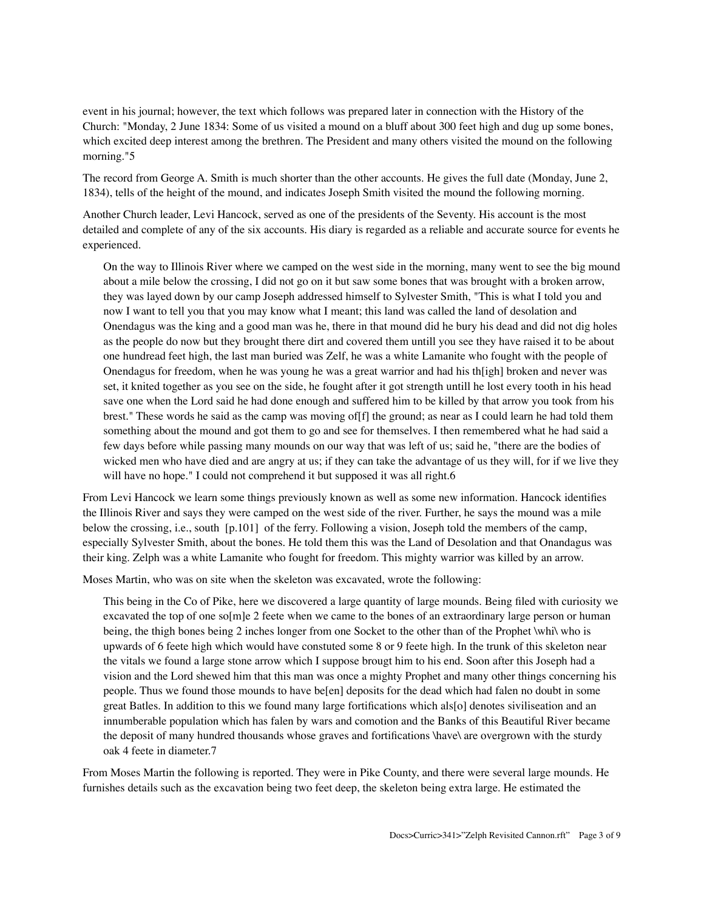event in his journal; however, the text which follows was prepared later in connection with the History of the Church: "Monday, 2 June 1834: Some of us visited a mound on a bluff about 300 feet high and dug up some bones, which excited deep interest among the brethren. The President and many others visited the mound on the following morning."5

The record from George A. Smith is much shorter than the other accounts. He gives the full date (Monday, June 2, 1834), tells of the height of the mound, and indicates Joseph Smith visited the mound the following morning.

Another Church leader, Levi Hancock, served as one of the presidents of the Seventy. His account is the most detailed and complete of any of the six accounts. His diary is regarded as a reliable and accurate source for events he experienced.

> On the way to Illinois River where we camped on the west side in the morning, many went to see the big mound about a mile below the crossing, I did not go on it but saw some bones that was brought with a broken arrow, they was layed down by our camp Joseph addressed himself to Sylvester Smith, "This is what I told you and now I want to tell you that you may know what I meant; this land was called the land of desolation and Onendagus was the king and a good man was he, there in that mound did he bury his dead and did not dig holes as the people do now but they brought there dirt and covered them untill you see they have raised it to be about one hundread feet high, the last man buried was Zelf, he was a white Lamanite who fought with the people of Onendagus for freedom, when he was young he was a great warrior and had his th[igh] broken and never was set, it knited together as you see on the side, he fought after it got strength untill he lost every tooth in his head save one when the Lord said he had done enough and suffered him to be killed by that arrow you took from his brest." These words he said as the camp was moving of[f] the ground; as near as I could learn he had told them something about the mound and got them to go and see for themselves. I then remembered what he had said a few days before while passing many mounds on our way that was left of us; said he, "there are the bodies of wicked men who have died and are angry at us; if they can take the advantage of us they will, for if we live they will have no hope." I could not comprehend it but supposed it was all right.6

From Levi Hancock we learn some things previously known as well as some new information. Hancock identifies the Illinois River and says they were camped on the west side of the river. Further, he says the mound was a mile below the crossing, i.e., south [p.101] of the ferry. Following a vision, Joseph told the members of the camp, especially Sylvester Smith, about the bones. He told them this was the Land of Desolation and that Onandagus was their king. Zelph was a white Lamanite who fought for freedom. This mighty warrior was killed by an arrow.

Moses Martin, who was on site when the skeleton was excavated, wrote the following:

> This being in the Co of Pike, here we discovered a large quantity of large mounds. Being filed with curiosity we excavated the top of one so[m]e 2 feete when we came to the bones of an extraordinary large person or human being, the thigh bones being 2 inches longer from one Socket to the other than of the Prophet \whi\ who is upwards of 6 feete high which would have constuted some 8 or 9 feete high. In the trunk of this skeleton near the vitals we found a large stone arrow which I suppose brougt him to his end. Soon after this Joseph had a vision and the Lord shewed him that this man was once a mighty Prophet and many other things concerning his people. Thus we found those mounds to have be[en] deposits for the dead which had falen no doubt in some great Batles. In addition to this we found many large fortifications which als[o] denotes siviliseation and an innumberable population which has falen by wars and comotion and the Banks of this Beautiful River became the deposit of many hundred thousands whose graves and fortifications \have\ are overgrown with the sturdy oak 4 feete in diameter.7

From Moses Martin the following is reported. They were in Pike County, and there were several large mounds. He furnishes details such as the excavation being two feet deep, the skeleton being extra large. He estimated the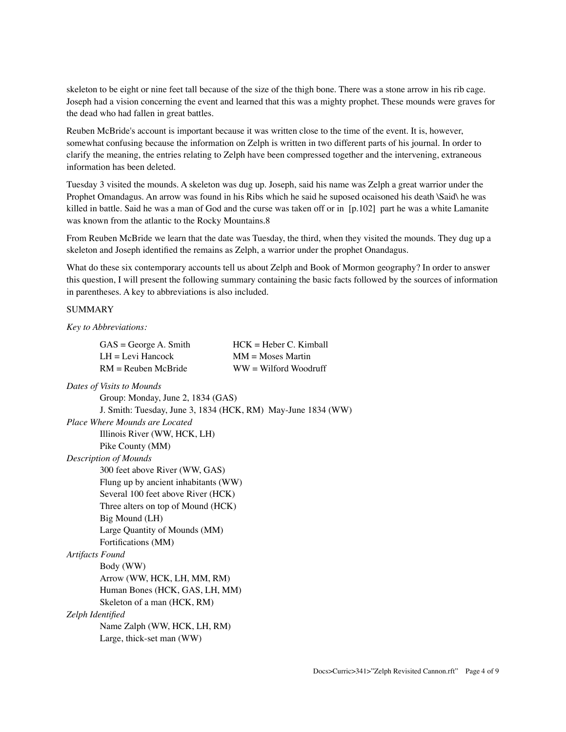skeleton to be eight or nine feet tall because of the size of the thigh bone. There was a stone arrow in his rib cage. Joseph had a vision concerning the event and learned that this was a mighty prophet. These mounds were graves for the dead who had fallen in great battles.

Reuben McBride's account is important because it was written close to the time of the event. It is, however, somewhat confusing because the information on Zelph is written in two different parts of his journal. In order to clarify the meaning, the entries relating to Zelph have been compressed together and the intervening, extraneous information has been deleted.

Tuesday 3 visited the mounds. A skeleton was dug up. Joseph, said his name was Zelph a great warrior under the Prophet Omandagus. An arrow was found in his Ribs which he said he suposed ocaisoned his death \Said\ he was killed in battle. Said he was a man of God and the curse was taken off or in [p.102] part he was a white Lamanite was known from the atlantic to the Rocky Mountains.8

From Reuben McBride we learn that the date was Tuesday, the third, when they visited the mounds. They dug up a skeleton and Joseph identified the remains as Zelph, a warrior under the prophet Onandagus.

What do these six contemporary accounts tell us about Zelph and Book of Mormon geography? In order to answer this question, I will present the following summary containing the basic facts followed by the sources of information in parentheses. A key to abbreviations is also included.

SUMMARY

*Key to Abbreviations:*

| | |
|---|---|
| GAS = George A. Smith | HCK = Heber C. Kimball |
| LH = Levi Hancock | MM = Moses Martin |
| RM = Reuben McBride | WW = Wilford Woodruff |

*Dates of Visits to Mounds*

- Group: Monday, June 2, 1834 (GAS)
- J. Smith: Tuesday, June 3, 1834 (HCK, RM) May-June 1834 (WW)

*Place Where Mounds are Located*

- Illinois River (WW, HCK, LH)
- Pike County (MM)

*Description of Mounds*

- 300 feet above River (WW, GAS)
- Flung up by ancient inhabitants (WW)
- Several 100 feet above River (HCK)
- Three alters on top of Mound (HCK)
- Big Mound (LH)
- Large Quantity of Mounds (MM)
- Fortifications (MM)

*Artifacts Found*

- Body (WW)
- Arrow (WW, HCK, LH, MM, RM)
- Human Bones (HCK, GAS, LH, MM)
- Skeleton of a man (HCK, RM)

*Zelph Identified*

- Name Zalph (WW, HCK, LH, RM)
- Large, thick-set man (WW)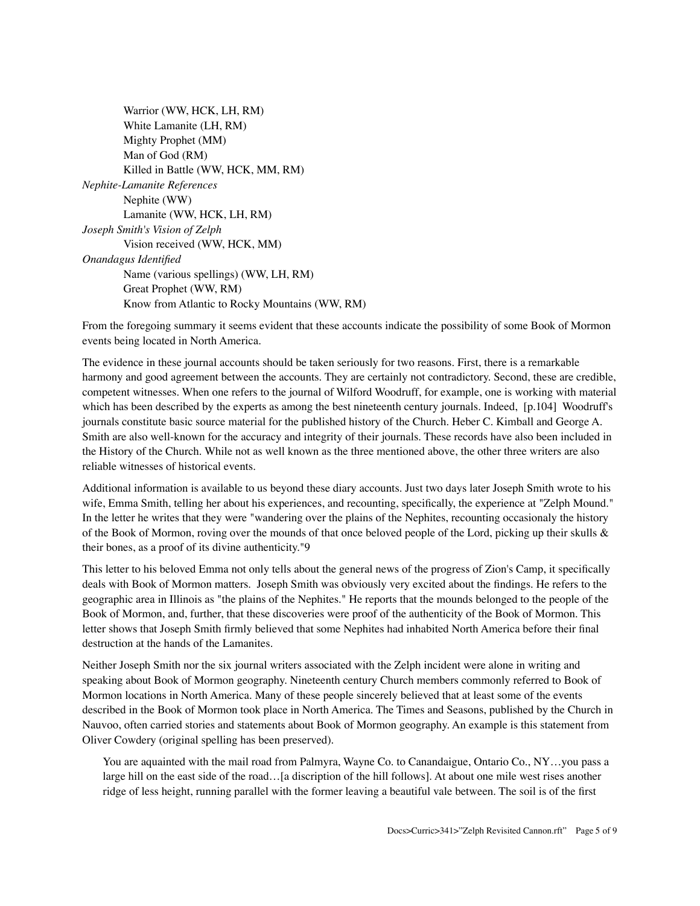Warrior (WW, HCK, LH, RM)
White Lamanite (LH, RM)
Mighty Prophet (MM)
Man of God (RM)
Killed in Battle (WW, HCK, MM, RM)

*Nephite-Lamanite References*

Nephite (WW)
Lamanite (WW, HCK, LH, RM)

*Joseph Smith's Vision of Zelph*

Vision received (WW, HCK, MM)

*Onandagus Identified*

Name (various spellings) (WW, LH, RM)
Great Prophet (WW, RM)
Know from Atlantic to Rocky Mountains (WW, RM)

From the foregoing summary it seems evident that these accounts indicate the possibility of some Book of Mormon events being located in North America.

The evidence in these journal accounts should be taken seriously for two reasons. First, there is a remarkable harmony and good agreement between the accounts. They are certainly not contradictory. Second, these are credible, competent witnesses. When one refers to the journal of Wilford Woodruff, for example, one is working with material which has been described by the experts as among the best nineteenth century journals. Indeed, [p.104] Woodruff's journals constitute basic source material for the published history of the Church. Heber C. Kimball and George A. Smith are also well-known for the accuracy and integrity of their journals. These records have also been included in the History of the Church. While not as well known as the three mentioned above, the other three writers are also reliable witnesses of historical events.

Additional information is available to us beyond these diary accounts. Just two days later Joseph Smith wrote to his wife, Emma Smith, telling her about his experiences, and recounting, specifically, the experience at "Zelph Mound." In the letter he writes that they were "wandering over the plains of the Nephites, recounting occasionaly the history of the Book of Mormon, roving over the mounds of that once beloved people of the Lord, picking up their skulls & their bones, as a proof of its divine authenticity."[9]

This letter to his beloved Emma not only tells about the general news of the progress of Zion's Camp, it specifically deals with Book of Mormon matters. Joseph Smith was obviously very excited about the findings. He refers to the geographic area in Illinois as "the plains of the Nephites." He reports that the mounds belonged to the people of the Book of Mormon, and, further, that these discoveries were proof of the authenticity of the Book of Mormon. This letter shows that Joseph Smith firmly believed that some Nephites had inhabited North America before their final destruction at the hands of the Lamanites.

Neither Joseph Smith nor the six journal writers associated with the Zelph incident were alone in writing and speaking about Book of Mormon geography. Nineteenth century Church members commonly referred to Book of Mormon locations in North America. Many of these people sincerely believed that at least some of the events described in the Book of Mormon took place in North America. The Times and Seasons, published by the Church in Nauvoo, often carried stories and statements about Book of Mormon geography. An example is this statement from Oliver Cowdery (original spelling has been preserved).

> You are aquainted with the mail road from Palmyra, Wayne Co. to Canandaigue, Ontario Co., NY…you pass a large hill on the east side of the road…[a discription of the hill follows]. At about one mile west rises another ridge of less height, running parallel with the former leaving a beautiful vale between. The soil is of the first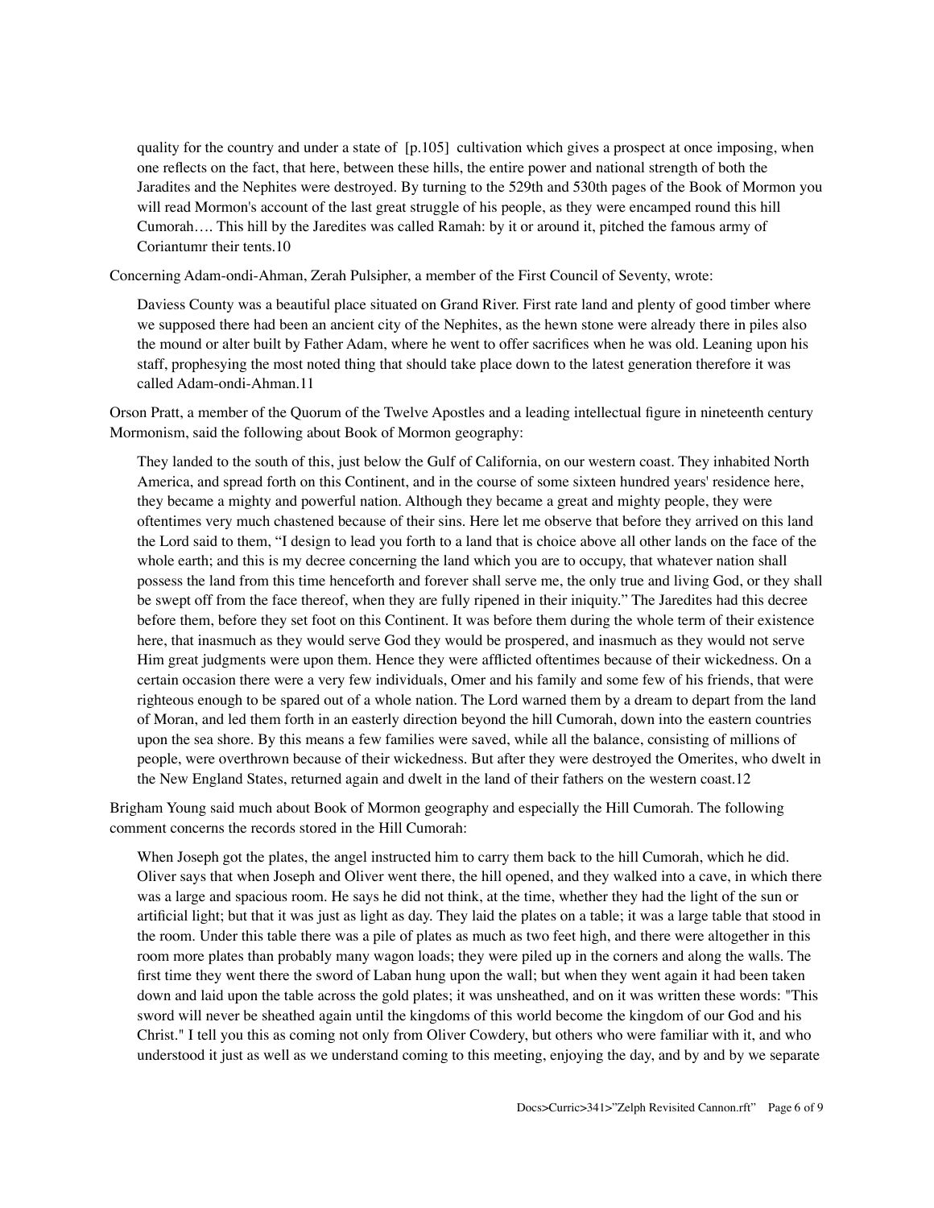> quality for the country and under a state of [p.105] cultivation which gives a prospect at once imposing, when one reflects on the fact, that here, between these hills, the entire power and national strength of both the Jaradites and the Nephites were destroyed. By turning to the 529th and 530th pages of the Book of Mormon you will read Mormon's account of the last great struggle of his people, as they were encamped round this hill Cumorah…. This hill by the Jaredites was called Ramah: by it or around it, pitched the famous army of Coriantumr their tents.10

Concerning Adam-ondi-Ahman, Zerah Pulsipher, a member of the First Council of Seventy, wrote:

> Daviess County was a beautiful place situated on Grand River. First rate land and plenty of good timber where we supposed there had been an ancient city of the Nephites, as the hewn stone were already there in piles also the mound or alter built by Father Adam, where he went to offer sacrifices when he was old. Leaning upon his staff, prophesying the most noted thing that should take place down to the latest generation therefore it was called Adam-ondi-Ahman.11

Orson Pratt, a member of the Quorum of the Twelve Apostles and a leading intellectual figure in nineteenth century Mormonism, said the following about Book of Mormon geography:

> They landed to the south of this, just below the Gulf of California, on our western coast. They inhabited North America, and spread forth on this Continent, and in the course of some sixteen hundred years' residence here, they became a mighty and powerful nation. Although they became a great and mighty people, they were oftentimes very much chastened because of their sins. Here let me observe that before they arrived on this land the Lord said to them, "I design to lead you forth to a land that is choice above all other lands on the face of the whole earth; and this is my decree concerning the land which you are to occupy, that whatever nation shall possess the land from this time henceforth and forever shall serve me, the only true and living God, or they shall be swept off from the face thereof, when they are fully ripened in their iniquity." The Jaredites had this decree before them, before they set foot on this Continent. It was before them during the whole term of their existence here, that inasmuch as they would serve God they would be prospered, and inasmuch as they would not serve Him great judgments were upon them. Hence they were afflicted oftentimes because of their wickedness. On a certain occasion there were a very few individuals, Omer and his family and some few of his friends, that were righteous enough to be spared out of a whole nation. The Lord warned them by a dream to depart from the land of Moran, and led them forth in an easterly direction beyond the hill Cumorah, down into the eastern countries upon the sea shore. By this means a few families were saved, while all the balance, consisting of millions of people, were overthrown because of their wickedness. But after they were destroyed the Omerites, who dwelt in the New England States, returned again and dwelt in the land of their fathers on the western coast.12

Brigham Young said much about Book of Mormon geography and especially the Hill Cumorah. The following comment concerns the records stored in the Hill Cumorah:

> When Joseph got the plates, the angel instructed him to carry them back to the hill Cumorah, which he did. Oliver says that when Joseph and Oliver went there, the hill opened, and they walked into a cave, in which there was a large and spacious room. He says he did not think, at the time, whether they had the light of the sun or artificial light; but that it was just as light as day. They laid the plates on a table; it was a large table that stood in the room. Under this table there was a pile of plates as much as two feet high, and there were altogether in this room more plates than probably many wagon loads; they were piled up in the corners and along the walls. The first time they went there the sword of Laban hung upon the wall; but when they went again it had been taken down and laid upon the table across the gold plates; it was unsheathed, and on it was written these words: "This sword will never be sheathed again until the kingdoms of this world become the kingdom of our God and his Christ." I tell you this as coming not only from Oliver Cowdery, but others who were familiar with it, and who understood it just as well as we understand coming to this meeting, enjoying the day, and by and by we separate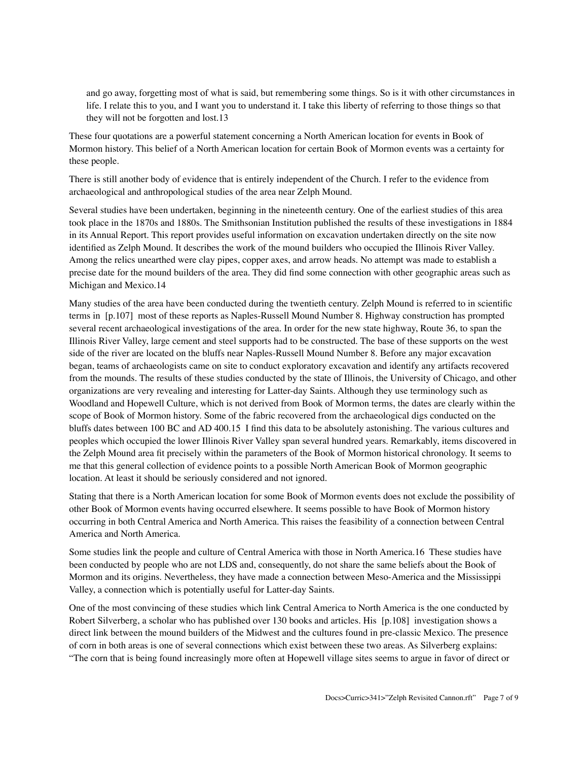> and go away, forgetting most of what is said, but remembering some things. So is it with other circumstances in life. I relate this to you, and I want you to understand it. I take this liberty of referring to those things so that they will not be forgotten and lost.13

These four quotations are a powerful statement concerning a North American location for events in Book of Mormon history. This belief of a North American location for certain Book of Mormon events was a certainty for these people.

There is still another body of evidence that is entirely independent of the Church. I refer to the evidence from archaeological and anthropological studies of the area near Zelph Mound.

Several studies have been undertaken, beginning in the nineteenth century. One of the earliest studies of this area took place in the 1870s and 1880s. The Smithsonian Institution published the results of these investigations in 1884 in its Annual Report. This report provides useful information on excavation undertaken directly on the site now identified as Zelph Mound. It describes the work of the mound builders who occupied the Illinois River Valley. Among the relics unearthed were clay pipes, copper axes, and arrow heads. No attempt was made to establish a precise date for the mound builders of the area. They did find some connection with other geographic areas such as Michigan and Mexico.14

Many studies of the area have been conducted during the twentieth century. Zelph Mound is referred to in scientific terms in [p.107] most of these reports as Naples-Russell Mound Number 8. Highway construction has prompted several recent archaeological investigations of the area. In order for the new state highway, Route 36, to span the Illinois River Valley, large cement and steel supports had to be constructed. The base of these supports on the west side of the river are located on the bluffs near Naples-Russell Mound Number 8. Before any major excavation began, teams of archaeologists came on site to conduct exploratory excavation and identify any artifacts recovered from the mounds. The results of these studies conducted by the state of Illinois, the University of Chicago, and other organizations are very revealing and interesting for Latter-day Saints. Although they use terminology such as Woodland and Hopewell Culture, which is not derived from Book of Mormon terms, the dates are clearly within the scope of Book of Mormon history. Some of the fabric recovered from the archaeological digs conducted on the bluffs dates between 100 BC and AD 400.15 I find this data to be absolutely astonishing. The various cultures and peoples which occupied the lower Illinois River Valley span several hundred years. Remarkably, items discovered in the Zelph Mound area fit precisely within the parameters of the Book of Mormon historical chronology. It seems to me that this general collection of evidence points to a possible North American Book of Mormon geographic location. At least it should be seriously considered and not ignored.

Stating that there is a North American location for some Book of Mormon events does not exclude the possibility of other Book of Mormon events having occurred elsewhere. It seems possible to have Book of Mormon history occurring in both Central America and North America. This raises the feasibility of a connection between Central America and North America.

Some studies link the people and culture of Central America with those in North America.16 These studies have been conducted by people who are not LDS and, consequently, do not share the same beliefs about the Book of Mormon and its origins. Nevertheless, they have made a connection between Meso-America and the Mississippi Valley, a connection which is potentially useful for Latter-day Saints.

One of the most convincing of these studies which link Central America to North America is the one conducted by Robert Silverberg, a scholar who has published over 130 books and articles. His [p.108] investigation shows a direct link between the mound builders of the Midwest and the cultures found in pre-classic Mexico. The presence of corn in both areas is one of several connections which exist between these two areas. As Silverberg explains: "The corn that is being found increasingly more often at Hopewell village sites seems to argue in favor of direct or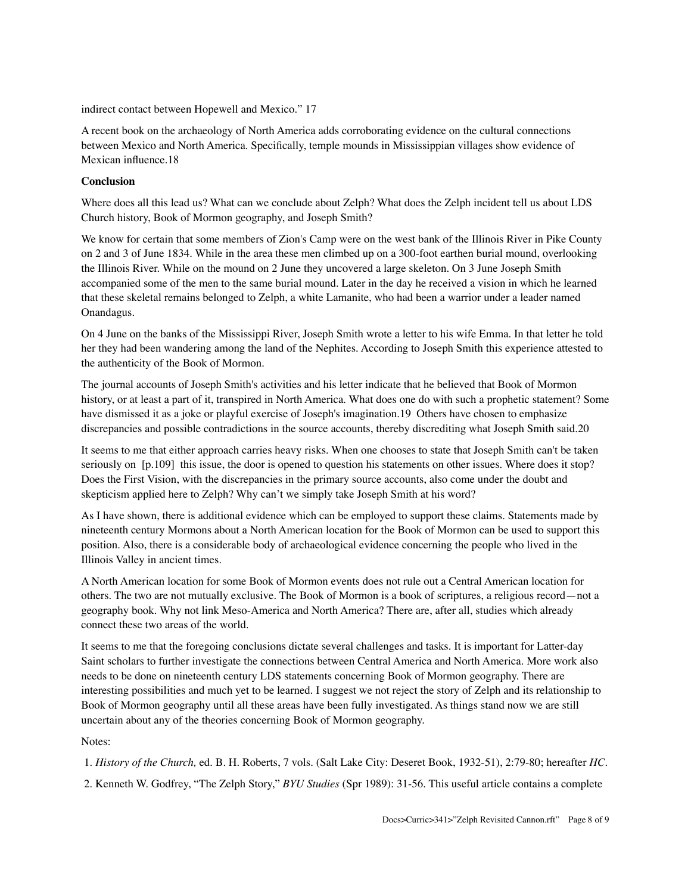indirect contact between Hopewell and Mexico." 17

A recent book on the archaeology of North America adds corroborating evidence on the cultural connections between Mexico and North America. Specifically, temple mounds in Mississippian villages show evidence of Mexican influence.18

**Conclusion**

Where does all this lead us? What can we conclude about Zelph? What does the Zelph incident tell us about LDS Church history, Book of Mormon geography, and Joseph Smith?

We know for certain that some members of Zion's Camp were on the west bank of the Illinois River in Pike County on 2 and 3 of June 1834. While in the area these men climbed up on a 300-foot earthen burial mound, overlooking the Illinois River. While on the mound on 2 June they uncovered a large skeleton. On 3 June Joseph Smith accompanied some of the men to the same burial mound. Later in the day he received a vision in which he learned that these skeletal remains belonged to Zelph, a white Lamanite, who had been a warrior under a leader named Onandagus.

On 4 June on the banks of the Mississippi River, Joseph Smith wrote a letter to his wife Emma. In that letter he told her they had been wandering among the land of the Nephites. According to Joseph Smith this experience attested to the authenticity of the Book of Mormon.

The journal accounts of Joseph Smith's activities and his letter indicate that he believed that Book of Mormon history, or at least a part of it, transpired in North America. What does one do with such a prophetic statement? Some have dismissed it as a joke or playful exercise of Joseph's imagination.19 Others have chosen to emphasize discrepancies and possible contradictions in the source accounts, thereby discrediting what Joseph Smith said.20

It seems to me that either approach carries heavy risks. When one chooses to state that Joseph Smith can't be taken seriously on [p.109] this issue, the door is opened to question his statements on other issues. Where does it stop? Does the First Vision, with the discrepancies in the primary source accounts, also come under the doubt and skepticism applied here to Zelph? Why can't we simply take Joseph Smith at his word?

As I have shown, there is additional evidence which can be employed to support these claims. Statements made by nineteenth century Mormons about a North American location for the Book of Mormon can be used to support this position. Also, there is a considerable body of archaeological evidence concerning the people who lived in the Illinois Valley in ancient times.

A North American location for some Book of Mormon events does not rule out a Central American location for others. The two are not mutually exclusive. The Book of Mormon is a book of scriptures, a religious record—not a geography book. Why not link Meso-America and North America? There are, after all, studies which already connect these two areas of the world.

It seems to me that the foregoing conclusions dictate several challenges and tasks. It is important for Latter-day Saint scholars to further investigate the connections between Central America and North America. More work also needs to be done on nineteenth century LDS statements concerning Book of Mormon geography. There are interesting possibilities and much yet to be learned. I suggest we not reject the story of Zelph and its relationship to Book of Mormon geography until all these areas have been fully investigated. As things stand now we are still uncertain about any of the theories concerning Book of Mormon geography.

Notes:

1. *History of the Church,* ed. B. H. Roberts, 7 vols. (Salt Lake City: Deseret Book, 1932-51), 2:79-80; hereafter *HC*.
2. Kenneth W. Godfrey, "The Zelph Story," *BYU Studies* (Spr 1989): 31-56. This useful article contains a complete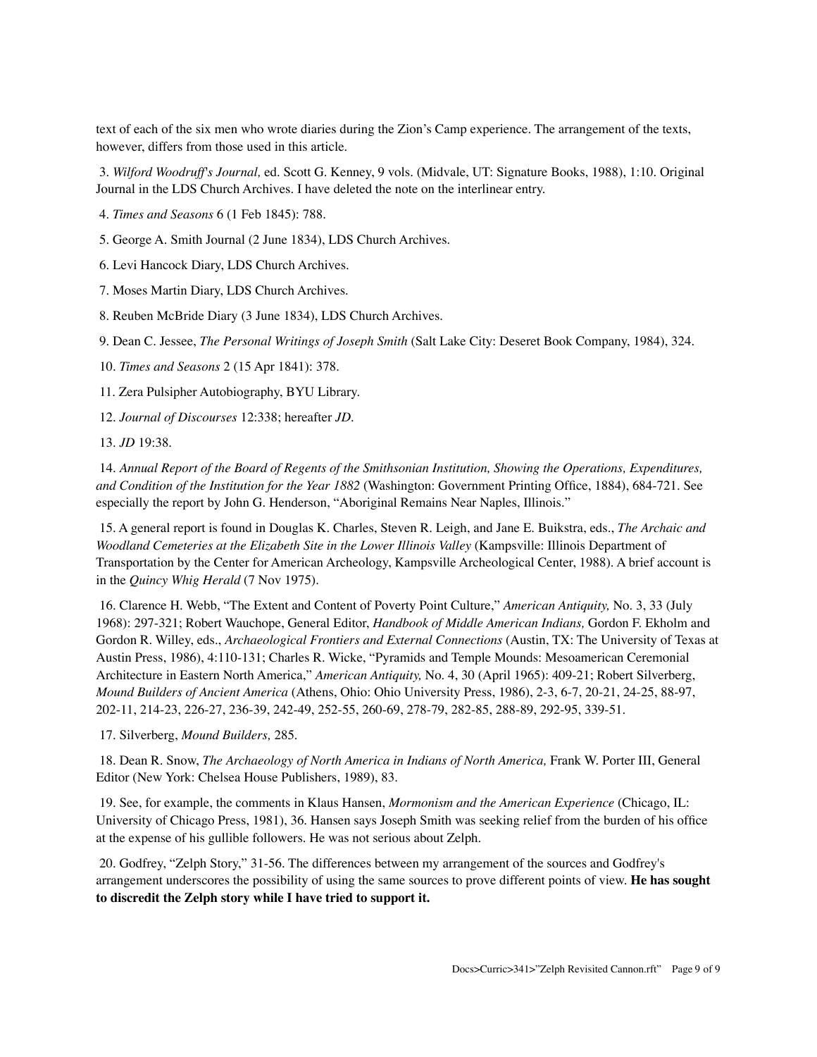text of each of the six men who wrote diaries during the Zion's Camp experience. The arrangement of the texts, however, differs from those used in this article.

3. *Wilford Woodruff's Journal,* ed. Scott G. Kenney, 9 vols. (Midvale, UT: Signature Books, 1988), 1:10. Original Journal in the LDS Church Archives. I have deleted the note on the interlinear entry.

4. *Times and Seasons* 6 (1 Feb 1845): 788.

5. George A. Smith Journal (2 June 1834), LDS Church Archives.

6. Levi Hancock Diary, LDS Church Archives.

7. Moses Martin Diary, LDS Church Archives.

8. Reuben McBride Diary (3 June 1834), LDS Church Archives.

9. Dean C. Jessee, *The Personal Writings of Joseph Smith* (Salt Lake City: Deseret Book Company, 1984), 324.

10. *Times and Seasons* 2 (15 Apr 1841): 378.

11. Zera Pulsipher Autobiography, BYU Library.

12. *Journal of Discourses* 12:338; hereafter *JD*.

13. *JD* 19:38.

14. *Annual Report of the Board of Regents of the Smithsonian Institution, Showing the Operations, Expenditures, and Condition of the Institution for the Year 1882* (Washington: Government Printing Office, 1884), 684-721. See especially the report by John G. Henderson, "Aboriginal Remains Near Naples, Illinois."

15. A general report is found in Douglas K. Charles, Steven R. Leigh, and Jane E. Buikstra, eds., *The Archaic and Woodland Cemeteries at the Elizabeth Site in the Lower Illinois Valley* (Kampsville: Illinois Department of Transportation by the Center for American Archeology, Kampsville Archeological Center, 1988). A brief account is in the *Quincy Whig Herald* (7 Nov 1975).

16. Clarence H. Webb, "The Extent and Content of Poverty Point Culture," *American Antiquity,* No. 3, 33 (July 1968): 297-321; Robert Wauchope, General Editor, *Handbook of Middle American Indians,* Gordon F. Ekholm and Gordon R. Willey, eds., *Archaeological Frontiers and External Connections* (Austin, TX: The University of Texas at Austin Press, 1986), 4:110-131; Charles R. Wicke, "Pyramids and Temple Mounds: Mesoamerican Ceremonial Architecture in Eastern North America," *American Antiquity,* No. 4, 30 (April 1965): 409-21; Robert Silverberg, *Mound Builders of Ancient America* (Athens, Ohio: Ohio University Press, 1986), 2-3, 6-7, 20-21, 24-25, 88-97, 202-11, 214-23, 226-27, 236-39, 242-49, 252-55, 260-69, 278-79, 282-85, 288-89, 292-95, 339-51.

17. Silverberg, *Mound Builders,* 285.

18. Dean R. Snow, *The Archaeology of North America in Indians of North America,* Frank W. Porter III, General Editor (New York: Chelsea House Publishers, 1989), 83.

19. See, for example, the comments in Klaus Hansen, *Mormonism and the American Experience* (Chicago, IL: University of Chicago Press, 1981), 36. Hansen says Joseph Smith was seeking relief from the burden of his office at the expense of his gullible followers. He was not serious about Zelph.

20. Godfrey, "Zelph Story," 31-56. The differences between my arrangement of the sources and Godfrey's arrangement underscores the possibility of using the same sources to prove different points of view. **He has sought to discredit the Zelph story while I have tried to support it.**